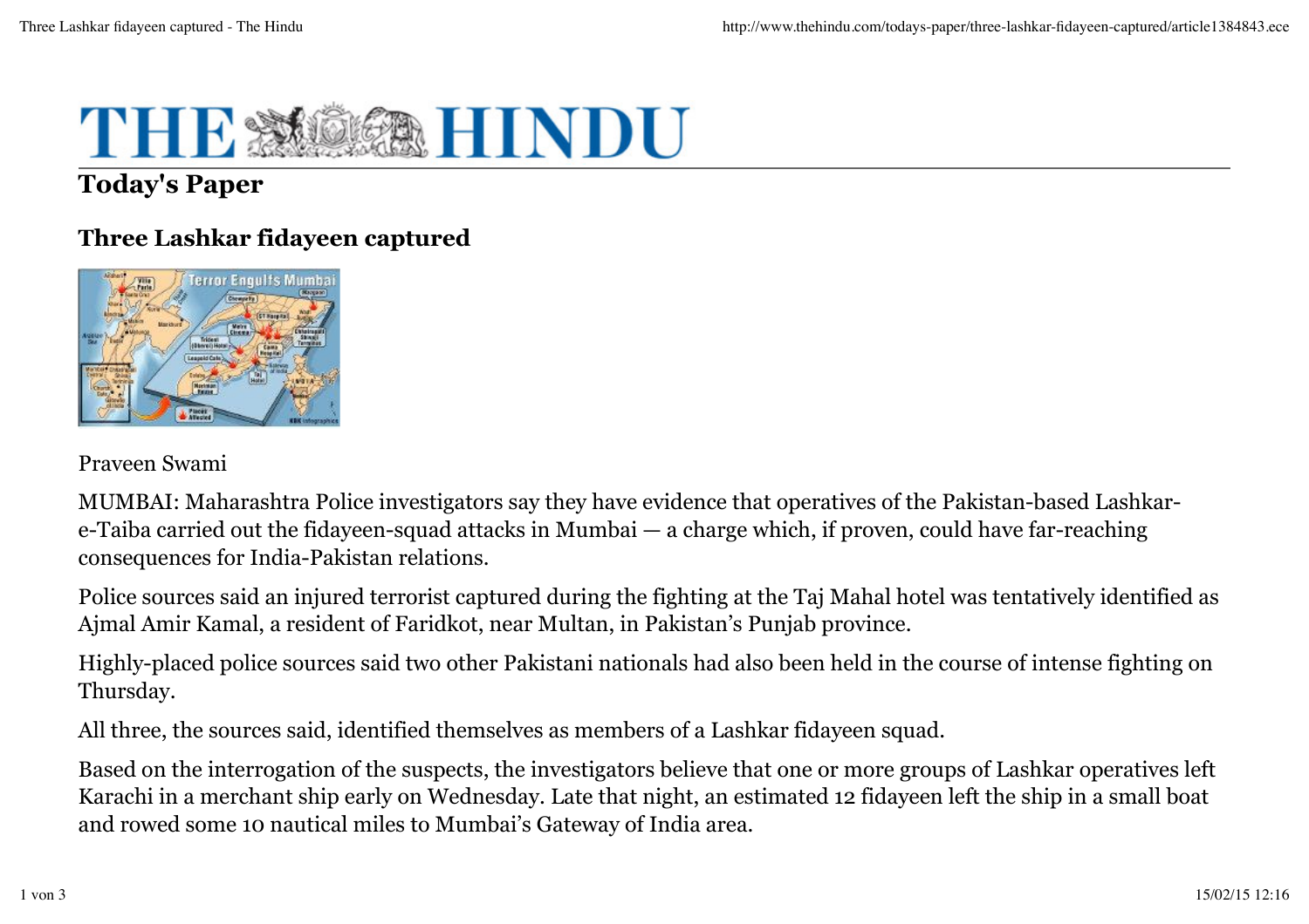# THE HINDU

## Today's Paper

### Three Lashkar fidayeen captured

Praveen Swami

MUMBAI: Maharashtra Police investigators say they have evidence that operatives of the Pakistan-based Lashkar-e-Taiba carried out the fidayeen-squad attacks in Mumbai — a charge which, if proven, could have far-reaching consequences for India-Pakistan relations.

Police sources said an injured terrorist captured during the fighting at the Taj Mahal hotel was tentatively identified as Ajmal Amir Kamal, a resident of Faridkot, near Multan, in Pakistan's Punjab province.

Highly-placed police sources said two other Pakistani nationals had also been held in the course of intense fighting on Thursday.

All three, the sources said, identified themselves as members of a Lashkar fidayeen squad.

Based on the interrogation of the suspects, the investigators believe that one or more groups of Lashkar operatives left Karachi in a merchant ship early on Wednesday. Late that night, an estimated 12 fidayeen left the ship in a small boat and rowed some 10 nautical miles to Mumbai's Gateway of India area.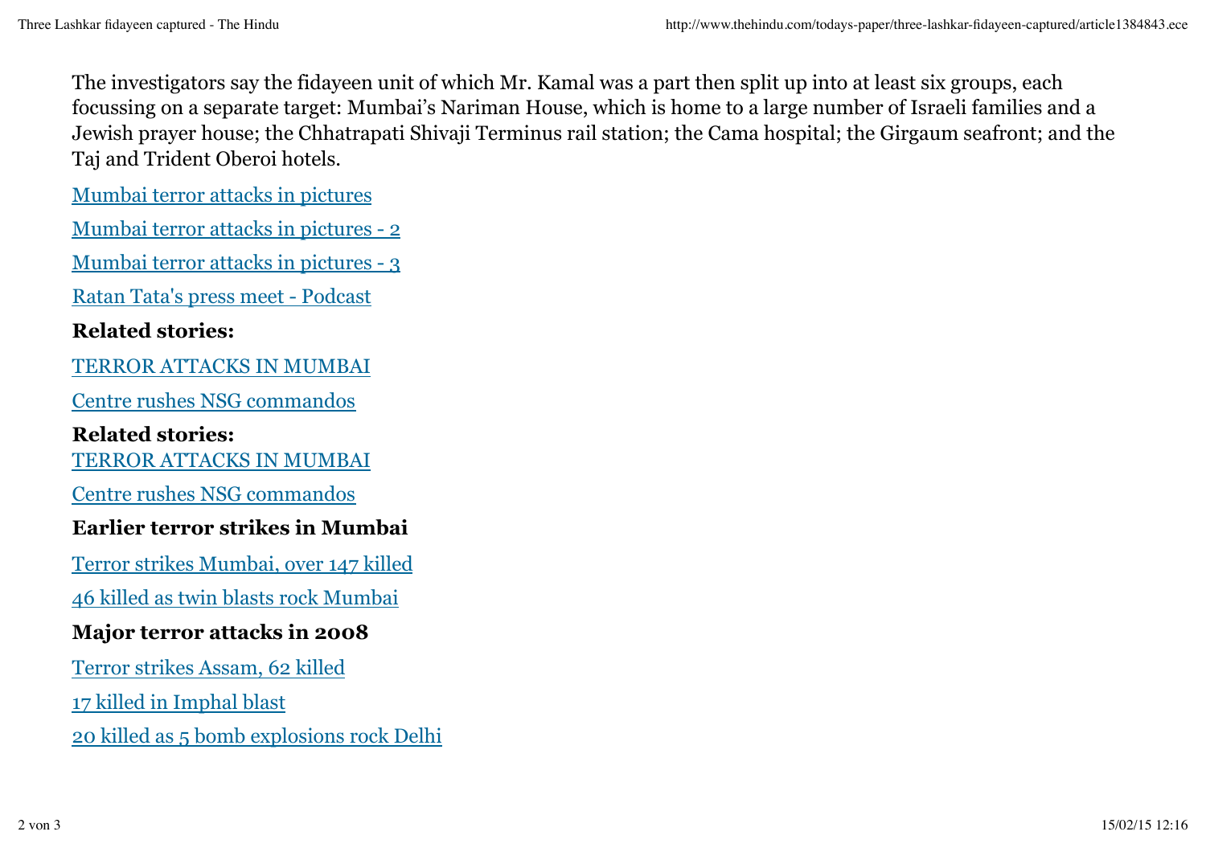The investigators say the fidayeen unit of which Mr. Kamal was a part then split up into at least six groups, each focussing on a separate target: Mumbai's Nariman House, which is home to a large number of Israeli families and a Jewish prayer house; the Chhatrapati Shivaji Terminus rail station; the Cama hospital; the Girgaum seafront; and the Taj and Trident Oberoi hotels.

Mumbai terror attacks in pictures

Mumbai terror attacks in pictures - 2

Mumbai terror attacks in pictures - 3

Ratan Tata's press meet - Podcast

**Related stories:**

TERROR ATTACKS IN MUMBAI

Centre rushes NSG commandos

**Related stories:**

TERROR ATTACKS IN MUMBAI

Centre rushes NSG commandos

**Earlier terror strikes in Mumbai**

Terror strikes Mumbai, over 147 killed

46 killed as twin blasts rock Mumbai

**Major terror attacks in 2008**

Terror strikes Assam, 62 killed

17 killed in Imphal blast

20 killed as 5 bomb explosions rock Delhi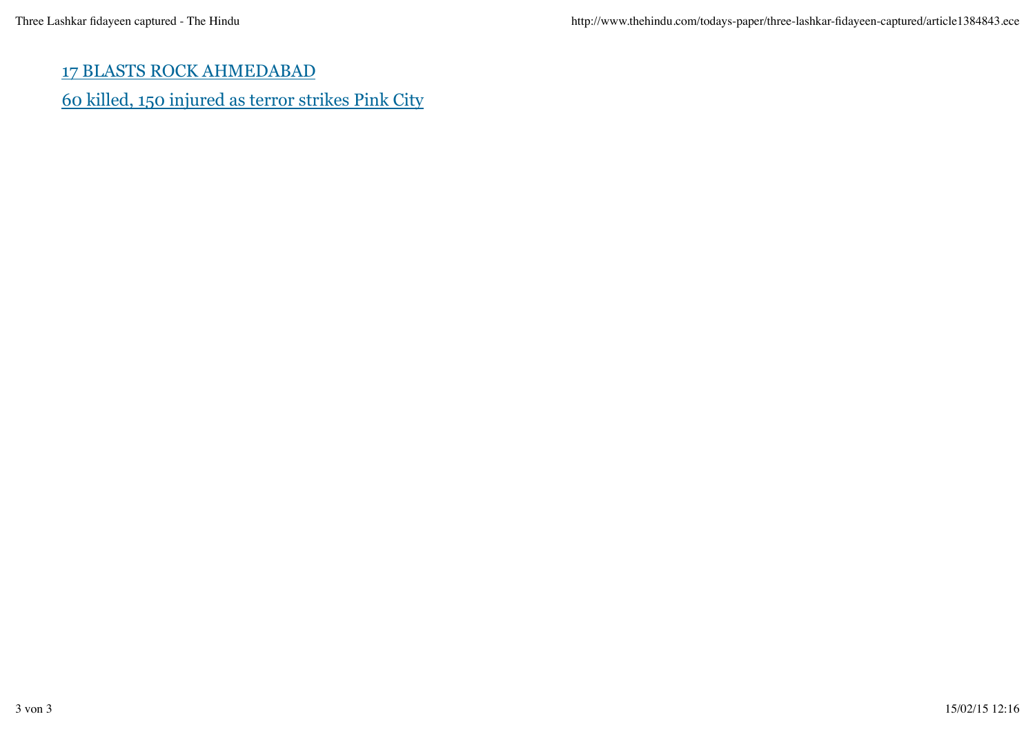[17 BLASTS ROCK AHMEDABAD]

[60 killed, 150 injured as terror strikes Pink City]